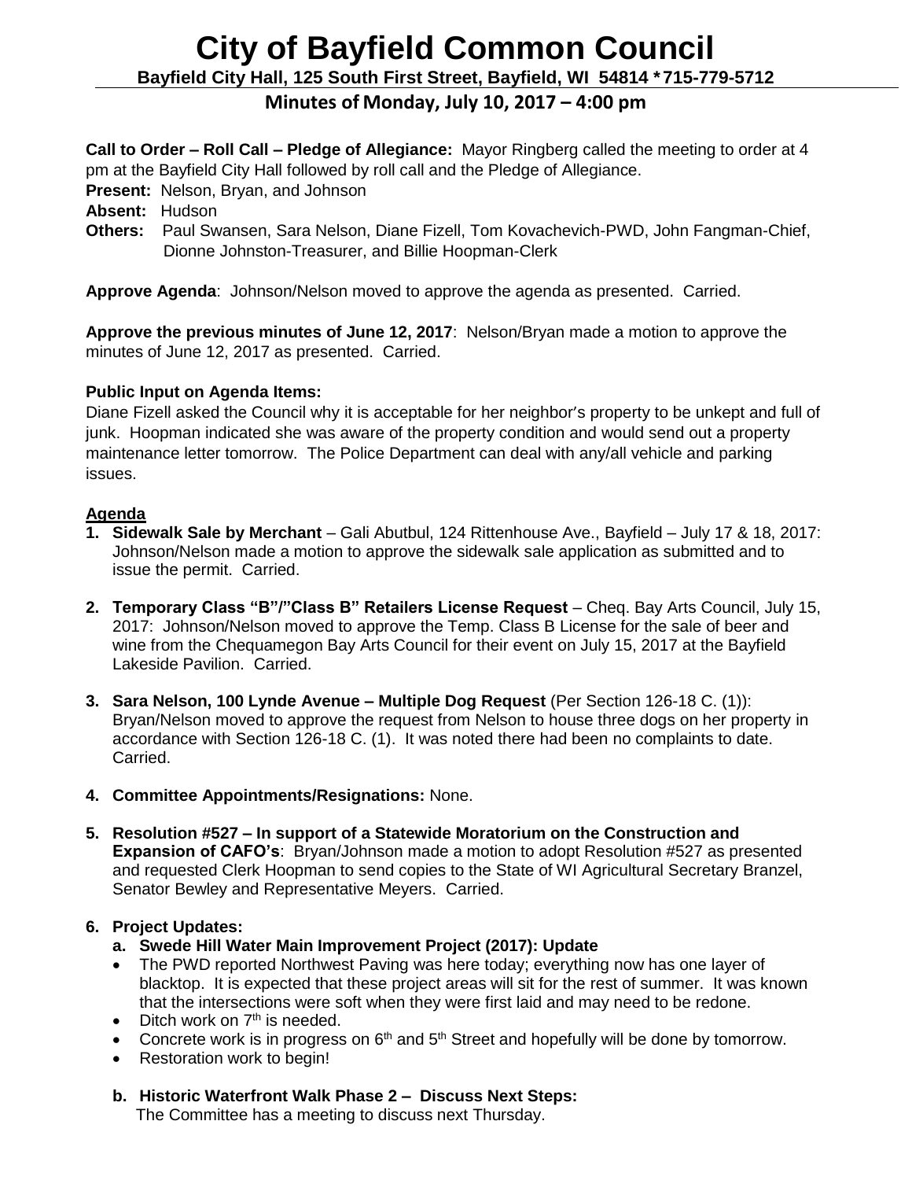# City of Bayfield Common Council

**Bayfield City Hall, 125 South First Street, Bayfield, WI 54814 * 715-779-5712**

## Minutes of Monday, July 10, 2017 – 4:00 pm

**Call to Order – Roll Call – Pledge of Allegiance:** Mayor Ringberg called the meeting to order at 4 pm at the Bayfield City Hall followed by roll call and the Pledge of Allegiance.

**Present:** Nelson, Bryan, and Johnson

**Absent:** Hudson

**Others:** Paul Swansen, Sara Nelson, Diane Fizell, Tom Kovachevich-PWD, John Fangman-Chief, Dionne Johnston-Treasurer, and Billie Hoopman-Clerk

**Approve Agenda**: Johnson/Nelson moved to approve the agenda as presented. Carried.

**Approve the previous minutes of June 12, 2017**: Nelson/Bryan made a motion to approve the minutes of June 12, 2017 as presented. Carried.

**Public Input on Agenda Items:**

Diane Fizell asked the Council why it is acceptable for her neighbor's property to be unkept and full of junk. Hoopman indicated she was aware of the property condition and would send out a property maintenance letter tomorrow. The Police Department can deal with any/all vehicle and parking issues.

**Agenda**

1. **Sidewalk Sale by Merchant** – Gali Abutbul, 124 Rittenhouse Ave., Bayfield – July 17 & 18, 2017: Johnson/Nelson made a motion to approve the sidewalk sale application as submitted and to issue the permit. Carried.

2. **Temporary Class "B"/"Class B" Retailers License Request** – Cheq. Bay Arts Council, July 15, 2017: Johnson/Nelson moved to approve the Temp. Class B License for the sale of beer and wine from the Chequamegon Bay Arts Council for their event on July 15, 2017 at the Bayfield Lakeside Pavilion. Carried.

3. **Sara Nelson, 100 Lynde Avenue – Multiple Dog Request** (Per Section 126-18 C. (1)): Bryan/Nelson moved to approve the request from Nelson to house three dogs on her property in accordance with Section 126-18 C. (1). It was noted there had been no complaints to date. Carried.

4. **Committee Appointments/Resignations:** None.

5. **Resolution #527 – In support of a Statewide Moratorium on the Construction and Expansion of CAFO's**: Bryan/Johnson made a motion to adopt Resolution #527 as presented and requested Clerk Hoopman to send copies to the State of WI Agricultural Secretary Branzel, Senator Bewley and Representative Meyers. Carried.

6. **Project Updates:**
   - **a. Swede Hill Water Main Improvement Project (2017): Update**
     - The PWD reported Northwest Paving was here today; everything now has one layer of blacktop. It is expected that these project areas will sit for the rest of summer. It was known that the intersections were soft when they were first laid and may need to be redone.
     - Ditch work on 7th is needed.
     - Concrete work is in progress on 6th and 5th Street and hopefully will be done by tomorrow.
     - Restoration work to begin!
   - **b. Historic Waterfront Walk Phase 2 – Discuss Next Steps:**
     The Committee has a meeting to discuss next Thursday.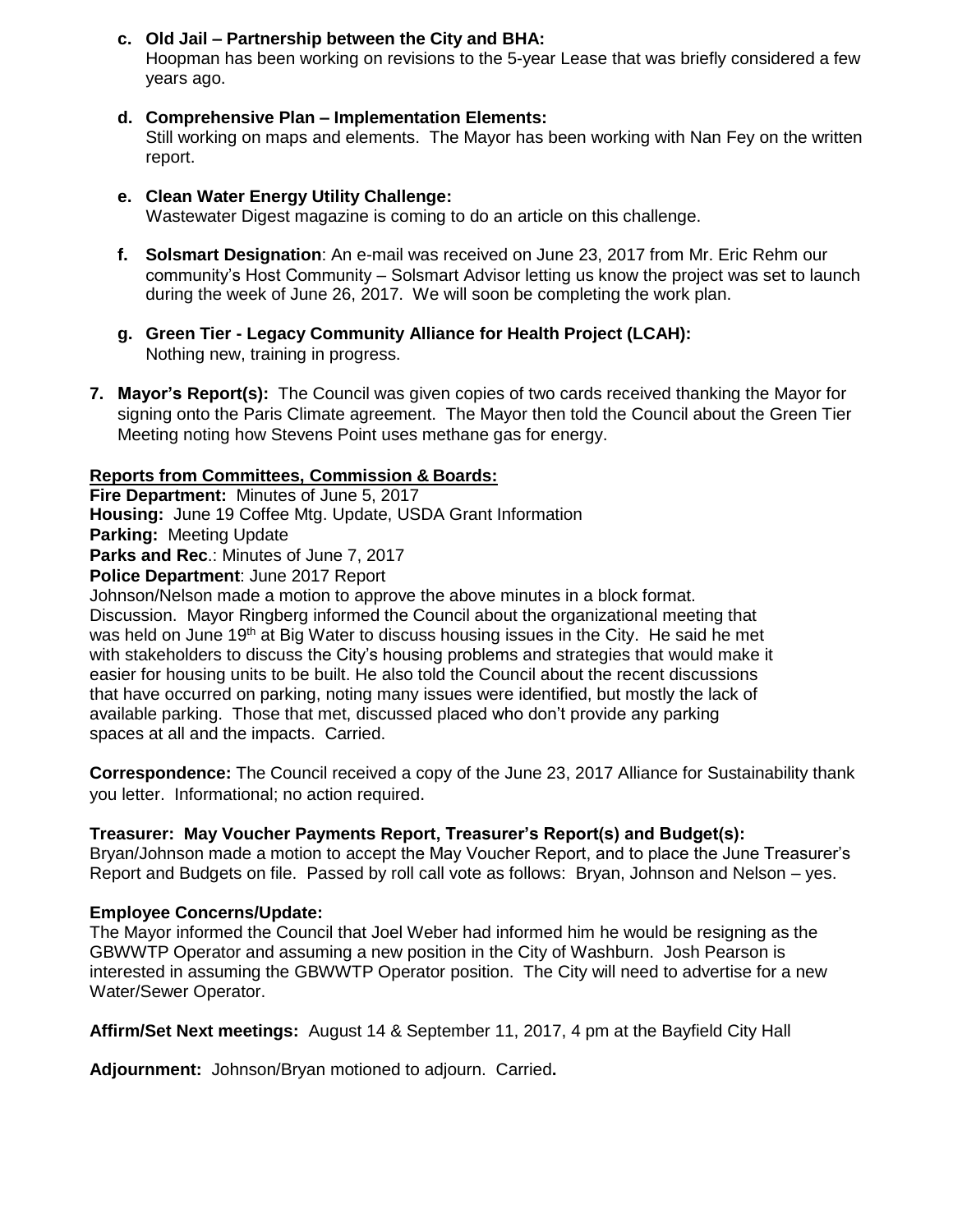c. **Old Jail – Partnership between the City and BHA:**
   Hoopman has been working on revisions to the 5-year Lease that was briefly considered a few years ago.

d. **Comprehensive Plan – Implementation Elements:**
   Still working on maps and elements. The Mayor has been working with Nan Fey on the written report.

e. **Clean Water Energy Utility Challenge:**
   Wastewater Digest magazine is coming to do an article on this challenge.

f. **Solsmart Designation**: An e-mail was received on June 23, 2017 from Mr. Eric Rehm our community's Host Community – Solsmart Advisor letting us know the project was set to launch during the week of June 26, 2017. We will soon be completing the work plan.

g. **Green Tier - Legacy Community Alliance for Health Project (LCAH):**
   Nothing new, training in progress.

7. **Mayor's Report(s):** The Council was given copies of two cards received thanking the Mayor for signing onto the Paris Climate agreement. The Mayor then told the Council about the Green Tier Meeting noting how Stevens Point uses methane gas for energy.

**Reports from Committees, Commission & Boards:**
**Fire Department:** Minutes of June 5, 2017
**Housing:** June 19 Coffee Mtg. Update, USDA Grant Information
**Parking:** Meeting Update
**Parks and Rec**.: Minutes of June 7, 2017
**Police Department**: June 2017 Report
Johnson/Nelson made a motion to approve the above minutes in a block format. Discussion. Mayor Ringberg informed the Council about the organizational meeting that was held on June 19th at Big Water to discuss housing issues in the City. He said he met with stakeholders to discuss the City's housing problems and strategies that would make it easier for housing units to be built. He also told the Council about the recent discussions that have occurred on parking, noting many issues were identified, but mostly the lack of available parking. Those that met, discussed placed who don't provide any parking spaces at all and the impacts. Carried.

**Correspondence:** The Council received a copy of the June 23, 2017 Alliance for Sustainability thank you letter. Informational; no action required.

**Treasurer: May Voucher Payments Report, Treasurer's Report(s) and Budget(s):**
Bryan/Johnson made a motion to accept the May Voucher Report, and to place the June Treasurer's Report and Budgets on file. Passed by roll call vote as follows: Bryan, Johnson and Nelson – yes.

**Employee Concerns/Update:**
The Mayor informed the Council that Joel Weber had informed him he would be resigning as the GBWWTP Operator and assuming a new position in the City of Washburn. Josh Pearson is interested in assuming the GBWWTP Operator position. The City will need to advertise for a new Water/Sewer Operator.

**Affirm/Set Next meetings:** August 14 & September 11, 2017, 4 pm at the Bayfield City Hall

**Adjournment:** Johnson/Bryan motioned to adjourn. Carried**.**